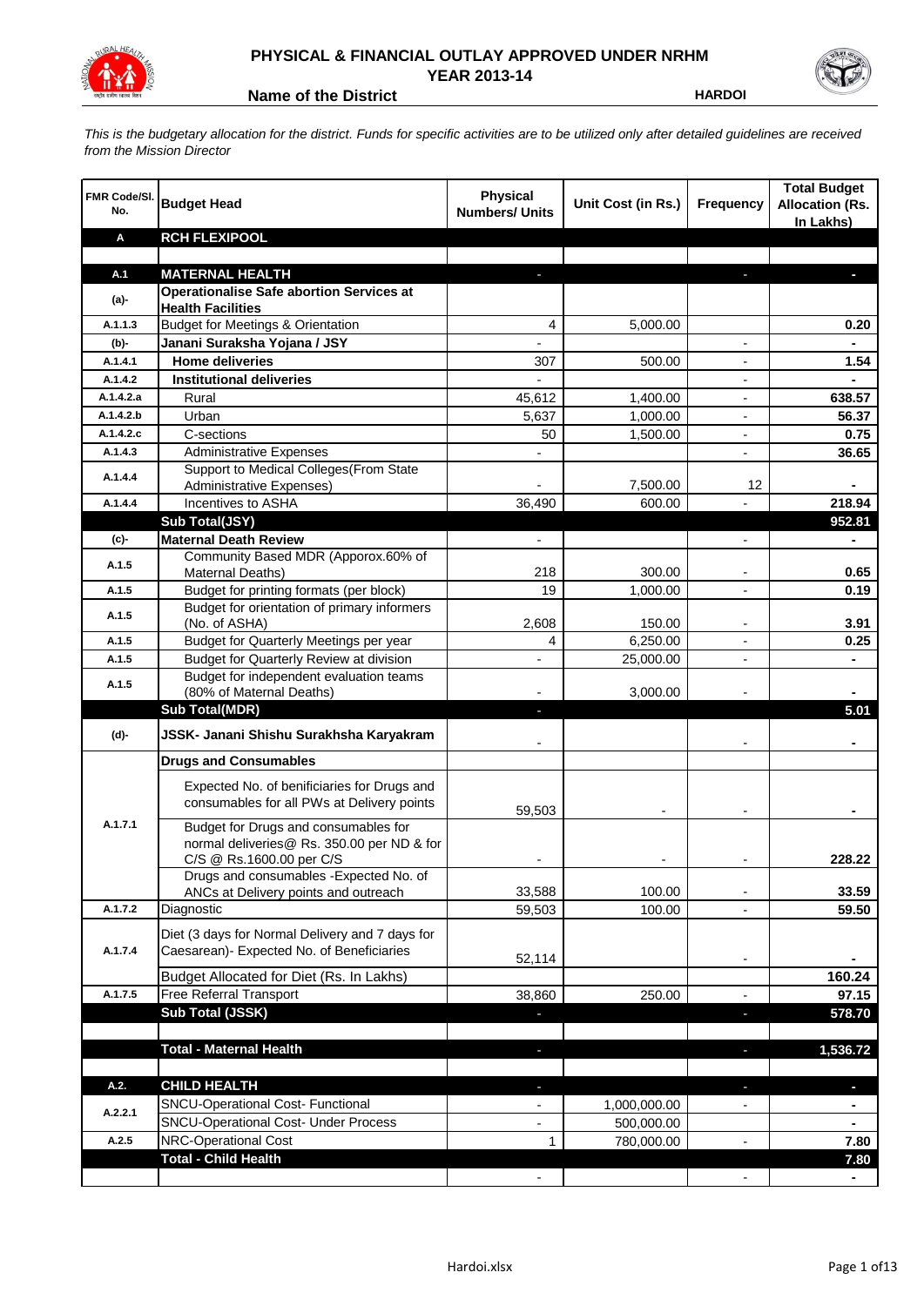# PHYSICAL & FINANCIAL OUTLAY APPROVED UNDER NRHM
## YEAR 2013-14

**Name of the District** — **HARDOI**

*This is the budgetary allocation for the district. Funds for specific activities are to be utilized only after detailed guidelines are received from the Mission Director*

| FMR Code/Sl. No. | Budget Head | Physical Numbers/ Units | Unit Cost (in Rs.) | Frequency | Total Budget Allocation (Rs. In Lakhs) |
|---|---|---|---|---|---|
| **A** | **RCH FLEXIPOOL** | | | | |
| | | | | | |
| **A.1** | **MATERNAL HEALTH** | - | | - | - |
| **(a)-** | **Operationalise Safe abortion Services at Health Facilities** | | | | |
| A.1.1.3 | Budget for Meetings & Orientation | 4 | 5,000.00 | | 0.20 |
| **(b)-** | **Janani Suraksha Yojana / JSY** | - | | - | - |
| A.1.4.1 | **Home deliveries** | 307 | 500.00 | - | 1.54 |
| A.1.4.2 | **Institutional deliveries** | - | | - | - |
| A.1.4.2.a | Rural | 45,612 | 1,400.00 | - | 638.57 |
| A.1.4.2.b | Urban | 5,637 | 1,000.00 | - | 56.37 |
| A.1.4.2.c | C-sections | 50 | 1,500.00 | - | 0.75 |
| A.1.4.3 | Administrative Expenses | - | | - | 36.65 |
| A.1.4.4 | Support to Medical Colleges(From State Administrative Expenses) | - | 7,500.00 | 12 | - |
| A.1.4.4 | Incentives to ASHA | 36,490 | 600.00 | - | 218.94 |
| | **Sub Total(JSY)** | | | | **952.81** |
| **(c)-** | **Maternal Death Review** | - | | - | - |
| A.1.5 | Community Based MDR (Apporox.60% of Maternal Deaths) | 218 | 300.00 | - | 0.65 |
| A.1.5 | Budget for printing formats (per block) | 19 | 1,000.00 | - | 0.19 |
| A.1.5 | Budget for orientation of primary informers (No. of ASHA) | 2,608 | 150.00 | - | 3.91 |
| A.1.5 | Budget for Quarterly Meetings per year | 4 | 6,250.00 | - | 0.25 |
| A.1.5 | Budget for Quarterly Review at division | - | 25,000.00 | - | - |
| A.1.5 | Budget for independent evaluation teams (80% of Maternal Deaths) | - | 3,000.00 | - | - |
| | **Sub Total(MDR)** | - | | | **5.01** |
| **(d)-** | **JSSK- Janani Shishu Surakhsha Karyakram** | - | | - | - |
| | **Drugs and Consumables** | | | | |
| A.1.7.1 | Expected No. of benificiaries for Drugs and consumables for all PWs at Delivery points | 59,503 | - | - | - |
| | Budget for Drugs and consumables for normal deliveries@ Rs. 350.00 per ND & for C/S @ Rs.1600.00 per C/S | - | - | - | 228.22 |
| | Drugs and consumables -Expected No. of ANCs at Delivery points and outreach | 33,588 | 100.00 | - | 33.59 |
| A.1.7.2 | Diagnostic | 59,503 | 100.00 | - | 59.50 |
| A.1.7.4 | Diet (3 days for Normal Delivery and 7 days for Caesarean)- Expected No. of Beneficiaries | 52,114 | | - | - |
| | Budget Allocated for Diet (Rs. In Lakhs) | | | | 160.24 |
| A.1.7.5 | Free Referral Transport | 38,860 | 250.00 | - | 97.15 |
| | **Sub Total (JSSK)** | - | | - | **578.70** |
| | | | | | |
| | **Total - Maternal Health** | - | | - | **1,536.72** |
| | | | | | |
| **A.2.** | **CHILD HEALTH** | - | | - | - |
| A.2.2.1 | SNCU-Operational Cost- Functional | - | 1,000,000.00 | - | - |
| | SNCU-Operational Cost- Under Process | - | 500,000.00 | | - |
| A.2.5 | NRC-Operational Cost | 1 | 780,000.00 | - | 7.80 |
| | **Total - Child Health** | | | | **7.80** |
| | | - | | - | - |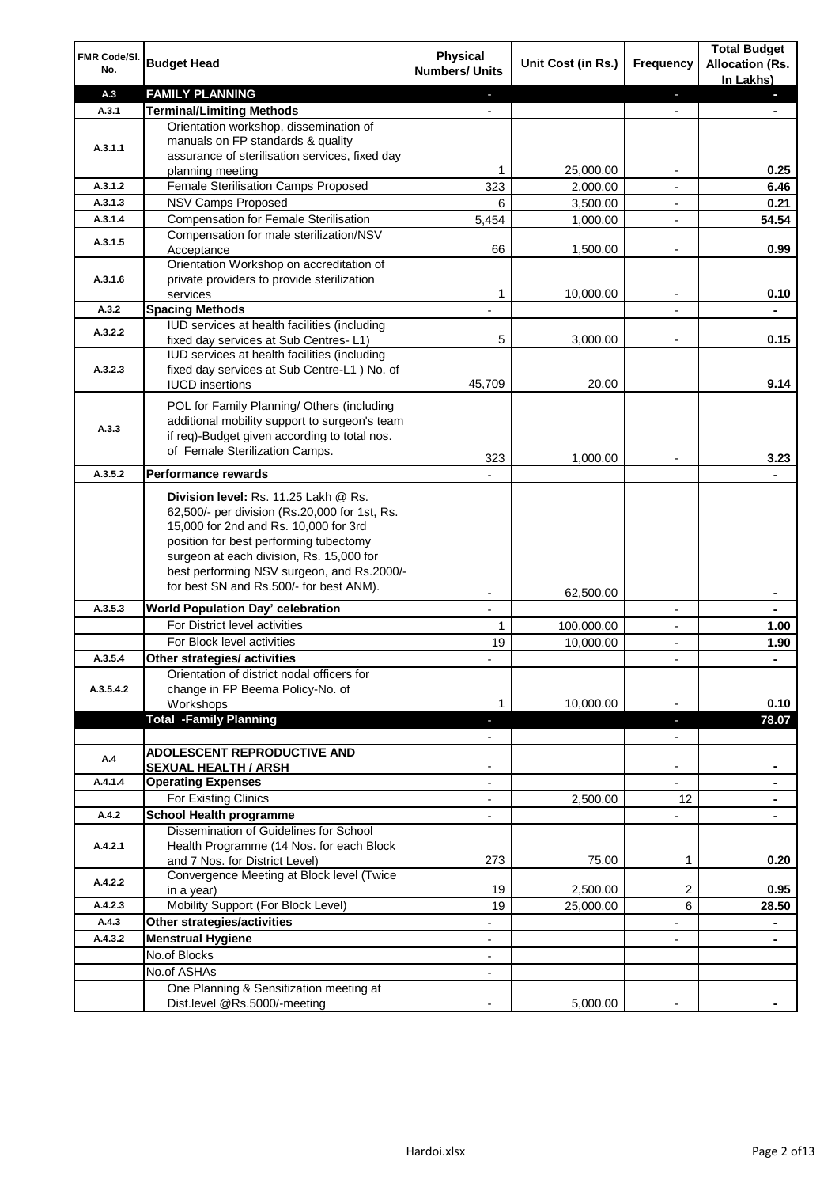| FMR Code/Sl. No. | Budget Head | Physical Numbers/ Units | Unit Cost (in Rs.) | Frequency | Total Budget Allocation (Rs. In Lakhs) |
|---|---|---|---|---|---|
| **A.3** | **FAMILY PLANNING** | - | | - | - |
| **A.3.1** | **Terminal/Limiting Methods** | - | | - | - |
| A.3.1.1 | Orientation workshop, dissemination of manuals on FP standards & quality assurance of sterilisation services, fixed day planning meeting | 1 | 25,000.00 | - | **0.25** |
| A.3.1.2 | Female Sterilisation Camps Proposed | 323 | 2,000.00 | - | **6.46** |
| A.3.1.3 | NSV Camps Proposed | 6 | 3,500.00 | - | **0.21** |
| A.3.1.4 | Compensation for Female Sterilisation | 5,454 | 1,000.00 | - | **54.54** |
| A.3.1.5 | Compensation for male sterilization/NSV Acceptance | 66 | 1,500.00 | - | **0.99** |
| A.3.1.6 | Orientation Workshop on accreditation of private providers to provide sterilization services | 1 | 10,000.00 | - | **0.10** |
| **A.3.2** | **Spacing Methods** | - | | - | - |
| A.3.2.2 | IUD services at health facilities (including fixed day services at Sub Centres- L1) | 5 | 3,000.00 | - | **0.15** |
| A.3.2.3 | IUD services at health facilities (including fixed day services at Sub Centre-L1 ) No. of IUCD insertions | 45,709 | 20.00 | | **9.14** |
| A.3.3 | POL for Family Planning/ Others (including additional mobility support to surgeon's team if req)-Budget given according to total nos. of Female Sterilization Camps. | 323 | 1,000.00 | - | **3.23** |
| A.3.5.2 | **Performance rewards** | - | | | - |
| | **Division level:** Rs. 11.25 Lakh @ Rs. 62,500/- per division (Rs.20,000 for 1st, Rs. 15,000 for 2nd and Rs. 10,000 for 3rd position for best performing tubectomy surgeon at each division, Rs. 15,000 for best performing NSV surgeon, and Rs.2000/- for best SN and Rs.500/- for best ANM). | - | 62,500.00 | | - |
| A.3.5.3 | **World Population Day' celebration** | - | | - | - |
| | For District level activities | 1 | 100,000.00 | - | **1.00** |
| | For Block level activities | 19 | 10,000.00 | - | **1.90** |
| A.3.5.4 | **Other strategies/ activities** | - | | - | - |
| A.3.5.4.2 | Orientation of district nodal officers for change in FP Beema Policy-No. of Workshops | 1 | 10,000.00 | - | **0.10** |
| | **Total -Family Planning** | - | | - | **78.07** |
| | | - | | - | |
| **A.4** | **ADOLESCENT REPRODUCTIVE AND SEXUAL HEALTH / ARSH** | - | | - | - |
| A.4.1.4 | **Operating Expenses** | - | | - | - |
| | For Existing Clinics | - | 2,500.00 | 12 | - |
| A.4.2 | **School Health programme** | - | | - | - |
| A.4.2.1 | Dissemination of Guidelines for School Health Programme (14 Nos. for each Block and 7 Nos. for District Level) | 273 | 75.00 | 1 | **0.20** |
| A.4.2.2 | Convergence Meeting at Block level (Twice in a year) | 19 | 2,500.00 | 2 | **0.95** |
| A.4.2.3 | Mobility Support (For Block Level) | 19 | 25,000.00 | 6 | **28.50** |
| A.4.3 | **Other strategies/activities** | - | | - | - |
| A.4.3.2 | **Menstrual Hygiene** | - | | - | - |
| | No.of Blocks | - | | | |
| | No.of ASHAs | - | | | |
| | One Planning & Sensitization meeting at Dist.level @Rs.5000/-meeting | - | 5,000.00 | - | - |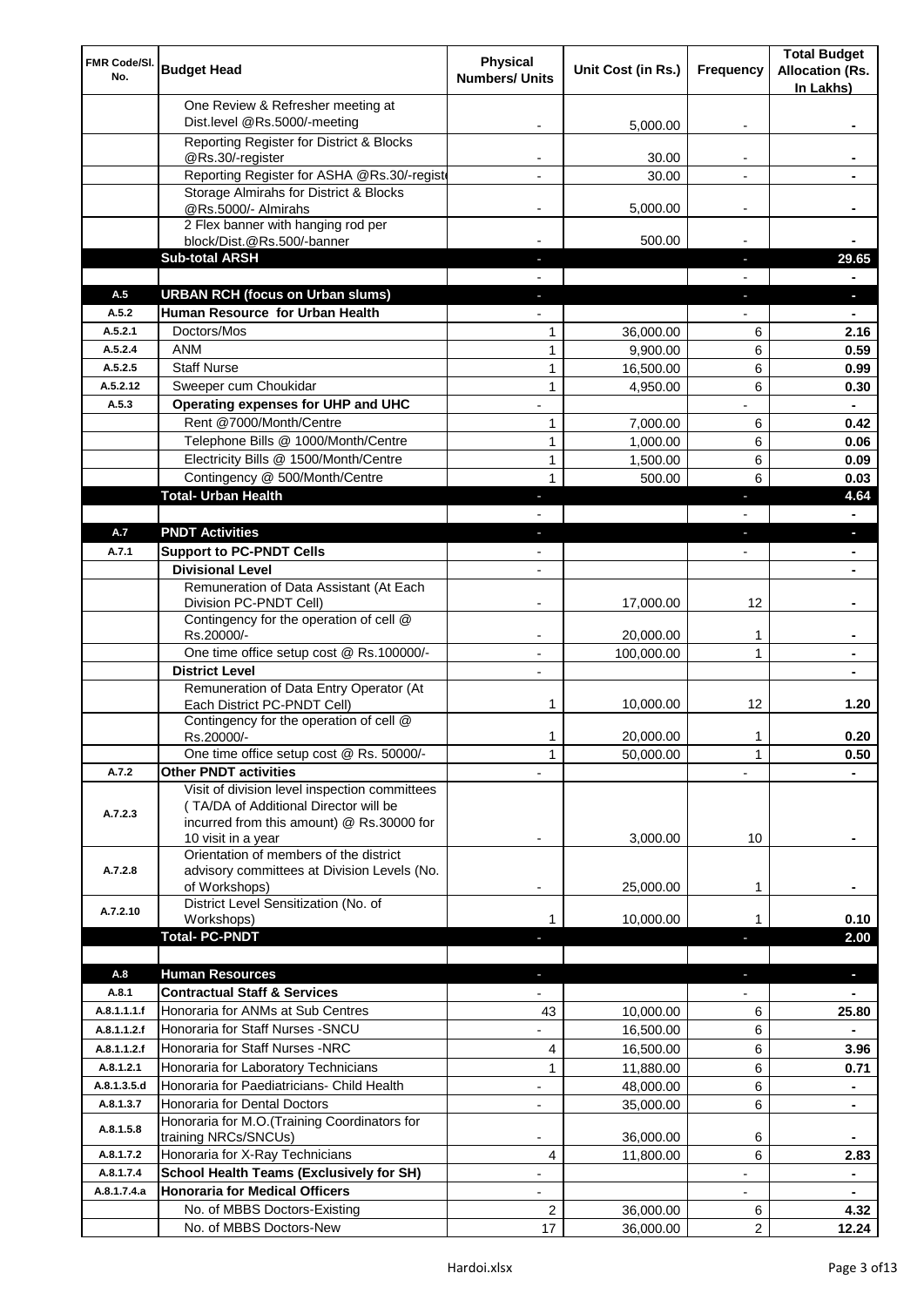| FMR Code/Sl. No. | Budget Head | Physical Numbers/ Units | Unit Cost (in Rs.) | Frequency | Total Budget Allocation (Rs. In Lakhs) |
|---|---|---|---|---|---|
| | One Review & Refresher meeting at Dist.level @Rs.5000/-meeting | - | 5,000.00 | - | - |
| | Reporting Register for District & Blocks @Rs.30/-register | - | 30.00 | - | - |
| | Reporting Register for ASHA @Rs.30/-registe | - | 30.00 | - | - |
| | Storage Almirahs for District & Blocks @Rs.5000/- Almirahs | - | 5,000.00 | - | - |
| | 2 Flex banner with hanging rod per block/Dist.@Rs.500/-banner | - | 500.00 | - | - |
| | **Sub-total ARSH** | - | | - | **29.65** |
| | | - | | - | - |
| A.5 | **URBAN RCH (focus on Urban slums)** | - | | - | - |
| A.5.2 | **Human Resource for Urban Health** | - | | - | - |
| A.5.2.1 | Doctors/Mos | 1 | 36,000.00 | 6 | **2.16** |
| A.5.2.4 | ANM | 1 | 9,900.00 | 6 | **0.59** |
| A.5.2.5 | Staff Nurse | 1 | 16,500.00 | 6 | **0.99** |
| A.5.2.12 | Sweeper cum Choukidar | 1 | 4,950.00 | 6 | **0.30** |
| A.5.3 | **Operating expenses for UHP and UHC** | - | | - | - |
| | Rent @7000/Month/Centre | 1 | 7,000.00 | 6 | **0.42** |
| | Telephone Bills @ 1000/Month/Centre | 1 | 1,000.00 | 6 | **0.06** |
| | Electricity Bills @ 1500/Month/Centre | 1 | 1,500.00 | 6 | **0.09** |
| | Contingency @ 500/Month/Centre | 1 | 500.00 | 6 | **0.03** |
| | **Total- Urban Health** | - | | - | **4.64** |
| | | - | | - | - |
| A.7 | **PNDT Activities** | - | | - | - |
| A.7.1 | **Support to PC-PNDT Cells** | - | | - | - |
| | **Divisional Level** | - | | | - |
| | Remuneration of Data Assistant (At Each Division PC-PNDT Cell) | - | 17,000.00 | 12 | - |
| | Contingency for the operation of cell @ Rs.20000/- | - | 20,000.00 | 1 | - |
| | One time office setup cost @ Rs.100000/- | - | 100,000.00 | 1 | - |
| | **District Level** | - | | | - |
| | Remuneration of Data Entry Operator (At Each District PC-PNDT Cell) | 1 | 10,000.00 | 12 | **1.20** |
| | Contingency for the operation of cell @ Rs.20000/- | 1 | 20,000.00 | 1 | **0.20** |
| | One time office setup cost @ Rs. 50000/- | 1 | 50,000.00 | 1 | **0.50** |
| A.7.2 | **Other PNDT activities** | - | | - | - |
| A.7.2.3 | Visit of division level inspection committees ( TA/DA of Additional Director will be incurred from this amount) @ Rs.30000 for 10 visit in a year | - | 3,000.00 | 10 | - |
| A.7.2.8 | Orientation of members of the district advisory committees at Division Levels (No. of Workshops) | - | 25,000.00 | 1 | - |
| A.7.2.10 | District Level Sensitization (No. of Workshops) | 1 | 10,000.00 | 1 | **0.10** |
| | **Total- PC-PNDT** | - | | - | **2.00** |
| | | | | | |
| A.8 | **Human Resources** | - | | - | - |
| A.8.1 | **Contractual Staff & Services** | - | | - | - |
| A.8.1.1.1.f | Honoraria for ANMs at Sub Centres | 43 | 10,000.00 | 6 | **25.80** |
| A.8.1.1.2.f | Honoraria for Staff Nurses -SNCU | - | 16,500.00 | 6 | - |
| A.8.1.1.2.f | Honoraria for Staff Nurses -NRC | 4 | 16,500.00 | 6 | **3.96** |
| A.8.1.2.1 | Honoraria for Laboratory Technicians | 1 | 11,880.00 | 6 | **0.71** |
| A.8.1.3.5.d | Honoraria for Paediatricians- Child Health | - | 48,000.00 | 6 | - |
| A.8.1.3.7 | Honoraria for Dental Doctors | - | 35,000.00 | 6 | - |
| A.8.1.5.8 | Honoraria for M.O.(Training Coordinators for training NRCs/SNCUs) | - | 36,000.00 | 6 | - |
| A.8.1.7.2 | Honoraria for X-Ray Technicians | 4 | 11,800.00 | 6 | **2.83** |
| A.8.1.7.4 | **School Health Teams (Exclusively for SH)** | - | | - | - |
| A.8.1.7.4.a | **Honoraria for Medical Officers** | - | | - | - |
| | No. of MBBS Doctors-Existing | 2 | 36,000.00 | 6 | **4.32** |
| | No. of MBBS Doctors-New | 17 | 36,000.00 | 2 | **12.24** |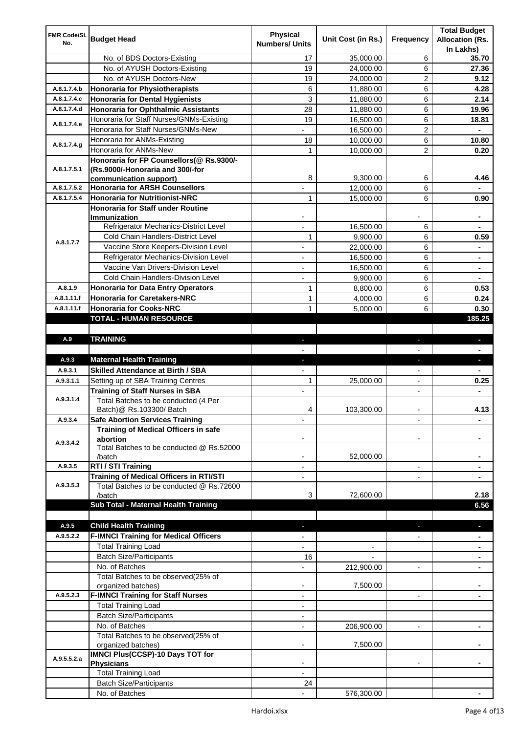| FMR Code/Sl. No. | Budget Head | Physical Numbers/ Units | Unit Cost (in Rs.) | Frequency | Total Budget Allocation (Rs. In Lakhs) |
|---|---|---|---|---|---|
| | No. of BDS Doctors-Existing | 17 | 35,000.00 | 6 | **35.70** |
| | No. of AYUSH Doctors-Existing | 19 | 24,000.00 | 6 | **27.36** |
| | No. of AYUSH Doctors-New | 19 | 24,000.00 | 2 | **9.12** |
| A.8.1.7.4.b | **Honoraria for Physiotherapists** | 6 | 11,880.00 | 6 | **4.28** |
| A.8.1.7.4.c | **Honoraria for Dental Hygienists** | 3 | 11,880.00 | 6 | **2.14** |
| A.8.1.7.4.d | **Honoraria for Ophthalmic Assistants** | 28 | 11,880.00 | 6 | **19.96** |
| A.8.1.7.4.e | Honoraria for Staff Nurses/GNMs-Existing | 19 | 16,500.00 | 6 | **18.81** |
| | Honoraria for Staff Nurses/GNMs-New | - | 16,500.00 | 2 | **-** |
| A.8.1.7.4.g | Honoraria for ANMs-Existing | 18 | 10,000.00 | 6 | **10.80** |
| | Honoraria for ANMs-New | 1 | 10,000.00 | 2 | **0.20** |
| A.8.1.7.5.1 | **Honoraria for FP Counsellors(@ Rs.9300/- (Rs.9000/-Honoraria and 300/-for communication support)** | 8 | 9,300.00 | 6 | **4.46** |
| A.8.1.7.5.2 | **Honoraria for ARSH Counsellors** | - | 12,000.00 | 6 | **-** |
| A.8.1.7.5.4 | **Honoraria for Nutritionist-NRC** | 1 | 15,000.00 | 6 | **0.90** |
| A.8.1.7.7 | **Honoraria for Staff under Routine Immunization** | - | | - | **-** |
| | Refrigerator Mechanics-District Level | - | 16,500.00 | 6 | **-** |
| | Cold Chain Handlers-District Level | 1 | 9,900.00 | 6 | **0.59** |
| | Vaccine Store Keepers-Division Level | - | 22,000.00 | 6 | **-** |
| | Refrigerator Mechanics-Division Level | - | 16,500.00 | 6 | **-** |
| | Vaccine Van Drivers-Division Level | - | 16,500.00 | 6 | **-** |
| | Cold Chain Handlers-Division Level | - | 9,900.00 | 6 | **-** |
| A.8.1.9 | **Honoraria for Data Entry Operators** | 1 | 8,800.00 | 6 | **0.53** |
| A.8.1.11.f | **Honoraria for Caretakers-NRC** | 1 | 4,000.00 | 6 | **0.24** |
| A.8.1.11.f | **Honoraria for Cooks-NRC** | 1 | 5,000.00 | 6 | **0.30** |
| | **TOTAL - HUMAN RESOURCE** | | | | **185.25** |
| | | | | | |
| A.9 | **TRAINING** | - | | - | **-** |
| | | - | | - | **-** |
| A.9.3 | **Maternal Health Training** | - | | - | **-** |
| A.9.3.1 | **Skilled Attendance at Birth / SBA** | - | | - | **-** |
| A.9.3.1.1 | Setting up of SBA Training Centres | 1 | 25,000.00 | - | **0.25** |
| A.9.3.1.4 | **Training of Staff Nurses in SBA** | - | | - | **-** |
| | Total Batches to be conducted (4 Per Batch)@ Rs.103300/ Batch | 4 | 103,300.00 | - | **4.13** |
| A.9.3.4 | **Safe Abortion Services Training** | - | | - | **-** |
| A.9.3.4.2 | **Training of Medical Officers in safe abortion** | - | | - | **-** |
| | Total Batches to be conducted @ Rs.52000 /batch | - | 52,000.00 | | **-** |
| A.9.3.5 | **RTI / STI Training** | - | | - | **-** |
| A.9.3.5.3 | **Training of Medical Officers in RTI/STI** | - | | - | **-** |
| | Total Batches to be conducted @ Rs.72600 /batch | 3 | 72,600.00 | | **2.18** |
| | **Sub Total - Maternal Health Training** | | | | **6.56** |
| | | | | | |
| A.9.5 | **Child Health Training** | - | | - | **-** |
| A.9.5.2.2 | **F-IMNCI Training for Medical Officers** | - | | - | **-** |
| | Total Training Load | - | - | | **-** |
| | Batch Size/Participants | 16 | - | | **-** |
| | No. of Batches | - | 212,900.00 | - | **-** |
| | Total Batches to be observed(25% of organized batches) | - | 7,500.00 | | **-** |
| A.9.5.2.3 | **F-IMNCI Training for Staff Nurses** | - | | - | **-** |
| | Total Training Load | - | | | |
| | Batch Size/Participants | - | | | |
| | No. of Batches | - | 206,900.00 | - | **-** |
| | Total Batches to be observed(25% of organized batches) | - | 7,500.00 | | **-** |
| A.9.5.5.2.a | **IMNCI Plus(CCSP)-10 Days TOT for Physicians** | - | | - | **-** |
| | Total Training Load | - | | | |
| | Batch Size/Participants | 24 | | | |
| | No. of Batches | - | 576,300.00 | | **-** |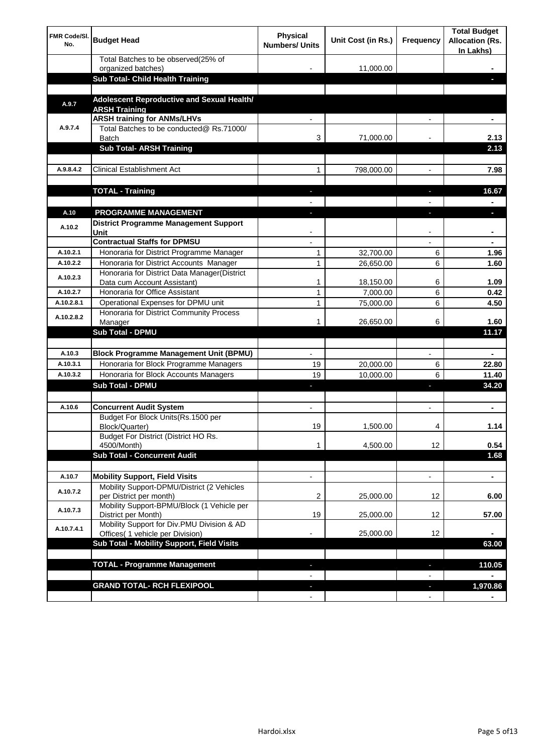| FMR Code/Sl. No. | Budget Head | Physical Numbers/ Units | Unit Cost (in Rs.) | Frequency | Total Budget Allocation (Rs. In Lakhs) |
|---|---|---|---|---|---|
| | Total Batches to be observed(25% of organized batches) | - | 11,000.00 | | - |
| | **Sub Total- Child Health Training** | | | | - |
| | | | | | |
| A.9.7 | **Adolescent Reproductive and Sexual Health/ ARSH Training** | | | | |
| A.9.7.4 | **ARSH training for ANMs/LHVs** | - | | - | - |
| | Total Batches to be conducted@ Rs.71000/ Batch | 3 | 71,000.00 | - | 2.13 |
| | **Sub Total- ARSH Training** | | | | **2.13** |
| | | | | | |
| A.9.8.4.2 | Clinical Establishment Act | 1 | 798,000.00 | - | 7.98 |
| | | | | | |
| | **TOTAL - Training** | - | | - | **16.67** |
| | | - | | - | - |
| A.10 | **PROGRAMME MANAGEMENT** | - | | - | - |
| A.10.2 | **District Programme Management Support Unit** | - | | - | - |
| | **Contractual Staffs for DPMSU** | - | | - | - |
| A.10.2.1 | Honoraria for District Programme Manager | 1 | 32,700.00 | 6 | 1.96 |
| A.10.2.2 | Honoraria for District Accounts Manager | 1 | 26,650.00 | 6 | 1.60 |
| A.10.2.3 | Honoraria for District Data Manager(District Data cum Account Assistant) | 1 | 18,150.00 | 6 | 1.09 |
| A.10.2.7 | Honoraria for Office Assistant | 1 | 7,000.00 | 6 | 0.42 |
| A.10.2.8.1 | Operational Expenses for DPMU unit | 1 | 75,000.00 | 6 | 4.50 |
| A.10.2.8.2 | Honoraria for District Community Process Manager | 1 | 26,650.00 | 6 | 1.60 |
| | **Sub Total - DPMU** | | | | **11.17** |
| | | | | | |
| A.10.3 | **Block Programme Management Unit (BPMU)** | - | | - | - |
| A.10.3.1 | Honoraria for Block Programme Managers | 19 | 20,000.00 | 6 | 22.80 |
| A.10.3.2 | Honoraria for Block Accounts Managers | 19 | 10,000.00 | 6 | 11.40 |
| | **Sub Total - DPMU** | - | | - | **34.20** |
| | | | | | |
| A.10.6 | **Concurrent Audit System** | - | | - | - |
| | Budget For Block Units(Rs.1500 per Block/Quarter) | 19 | 1,500.00 | 4 | 1.14 |
| | Budget For District (District HO Rs. 4500/Month) | 1 | 4,500.00 | 12 | 0.54 |
| | **Sub Total - Concurrent Audit** | | | | **1.68** |
| | | | | | |
| A.10.7 | **Mobility Support, Field Visits** | - | | - | - |
| A.10.7.2 | Mobility Support-DPMU/District (2 Vehicles per District per month) | 2 | 25,000.00 | 12 | 6.00 |
| A.10.7.3 | Mobility Support-BPMU/Block (1 Vehicle per District per Month) | 19 | 25,000.00 | 12 | 57.00 |
| A.10.7.4.1 | Mobility Support for Div.PMU Division & AD Offices( 1 vehicle per Division) | - | 25,000.00 | 12 | - |
| | **Sub Total - Mobility Support, Field Visits** | | | | **63.00** |
| | | | | | |
| | **TOTAL - Programme Management** | - | | - | **110.05** |
| | | - | | - | - |
| | **GRAND TOTAL- RCH FLEXIPOOL** | - | | - | **1,970.86** |
| | | - | | - | - |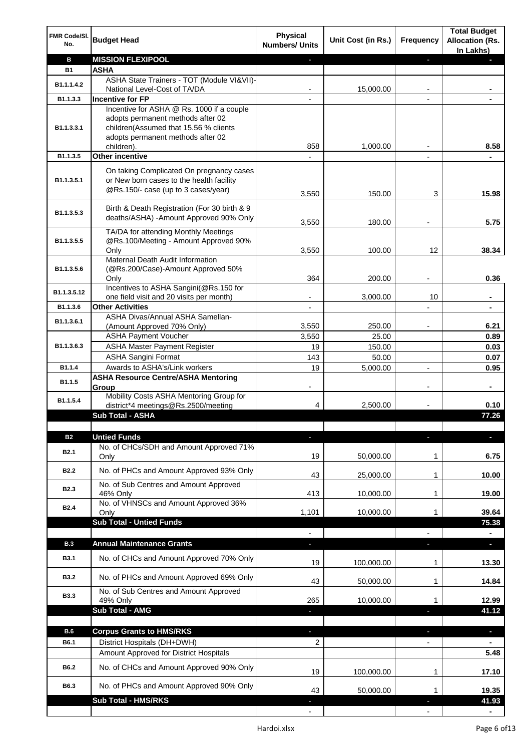| FMR Code/Sl. No. | Budget Head | Physical Numbers/ Units | Unit Cost (in Rs.) | Frequency | Total Budget Allocation (Rs. In Lakhs) |
|---|---|---|---|---|---|
| **B** | **MISSION FLEXIPOOL** | - | | - | - |
| **B1** | **ASHA** | | | | |
| B1.1.1.4.2 | ASHA State Trainers - TOT (Module VI&VII)-National Level-Cost of TA/DA | - | 15,000.00 | - | - |
| B1.1.3.3 | **Incentive for FP** | - | | - | - |
| B1.1.3.3.1 | Incentive for ASHA @ Rs. 1000 if a couple adopts permanent methods after 02 children(Assumed that 15.56 % clients adopts permanent methods after 02 children). | 858 | 1,000.00 | - | 8.58 |
| B1.1.3.5 | **Other incentive** | - | | - | - |
| B1.1.3.5.1 | On taking Complicated On pregnancy cases or New born cases to the health facility @Rs.150/- case (up to 3 cases/year) | 3,550 | 150.00 | 3 | 15.98 |
| B1.1.3.5.3 | Birth & Death Registration (For 30 birth & 9 deaths/ASHA) -Amount Approved 90% Only | 3,550 | 180.00 | - | 5.75 |
| B1.1.3.5.5 | TA/DA for attending Monthly Meetings @Rs.100/Meeting - Amount Approved 90% Only | 3,550 | 100.00 | 12 | 38.34 |
| B1.1.3.5.6 | Maternal Death Audit Information (@Rs.200/Case)-Amount Approved 50% Only | 364 | 200.00 | - | 0.36 |
| B1.1.3.5.12 | Incentives to ASHA Sangini(@Rs.150 for one field visit and 20 visits per month) | - | 3,000.00 | 10 | - |
| B1.1.3.6 | **Other Activities** | - | | - | - |
| B1.1.3.6.1 | ASHA Divas/Annual ASHA Samellan-(Amount Approved 70% Only) | 3,550 | 250.00 | - | 6.21 |
| B1.1.3.6.3 | ASHA Payment Voucher | 3,550 | 25.00 | | 0.89 |
| | ASHA Master Payment Register | 19 | 150.00 | | 0.03 |
| | ASHA Sangini Format | 143 | 50.00 | | 0.07 |
| B1.1.4 | Awards to ASHA's/Link workers | 19 | 5,000.00 | - | 0.95 |
| B1.1.5 | **ASHA Resource Centre/ASHA Mentoring Group** | - | | - | - |
| B1.1.5.4 | Mobility Costs ASHA Mentoring Group for district*4 meetings@Rs.2500/meeting | 4 | 2,500.00 | - | 0.10 |
| | **Sub Total - ASHA** | | | | **77.26** |
| | | | | | |
| **B2** | **Untied Funds** | - | | - | - |
| B2.1 | No. of CHCs/SDH and Amount Approved 71% Only | 19 | 50,000.00 | 1 | 6.75 |
| B2.2 | No. of PHCs and Amount Approved 93% Only | 43 | 25,000.00 | 1 | 10.00 |
| B2.3 | No. of Sub Centres and Amount Approved 46% Only | 413 | 10,000.00 | 1 | 19.00 |
| B2.4 | No. of VHNSCs and Amount Approved 36% Only | 1,101 | 10,000.00 | 1 | 39.64 |
| | **Sub Total - Untied Funds** | | | | **75.38** |
| | | - | | - | - |
| **B.3** | **Annual Maintenance Grants** | - | | - | - |
| B3.1 | No. of CHCs and Amount Approved 70% Only | 19 | 100,000.00 | 1 | 13.30 |
| B3.2 | No. of PHCs and Amount Approved 69% Only | 43 | 50,000.00 | 1 | 14.84 |
| B3.3 | No. of Sub Centres and Amount Approved 49% Only | 265 | 10,000.00 | 1 | 12.99 |
| | **Sub Total - AMG** | - | | - | **41.12** |
| | | | | | |
| **B.6** | **Corpus Grants to HMS/RKS** | - | | - | - |
| B6.1 | District Hospitals (DH+DWH) | 2 | | - | - |
| | Amount Approved for District Hospitals | | | | 5.48 |
| B6.2 | No. of CHCs and Amount Approved 90% Only | 19 | 100,000.00 | 1 | 17.10 |
| B6.3 | No. of PHCs and Amount Approved 90% Only | 43 | 50,000.00 | 1 | 19.35 |
| | **Sub Total - HMS/RKS** | - | | - | **41.93** |
| | | - | | - | - |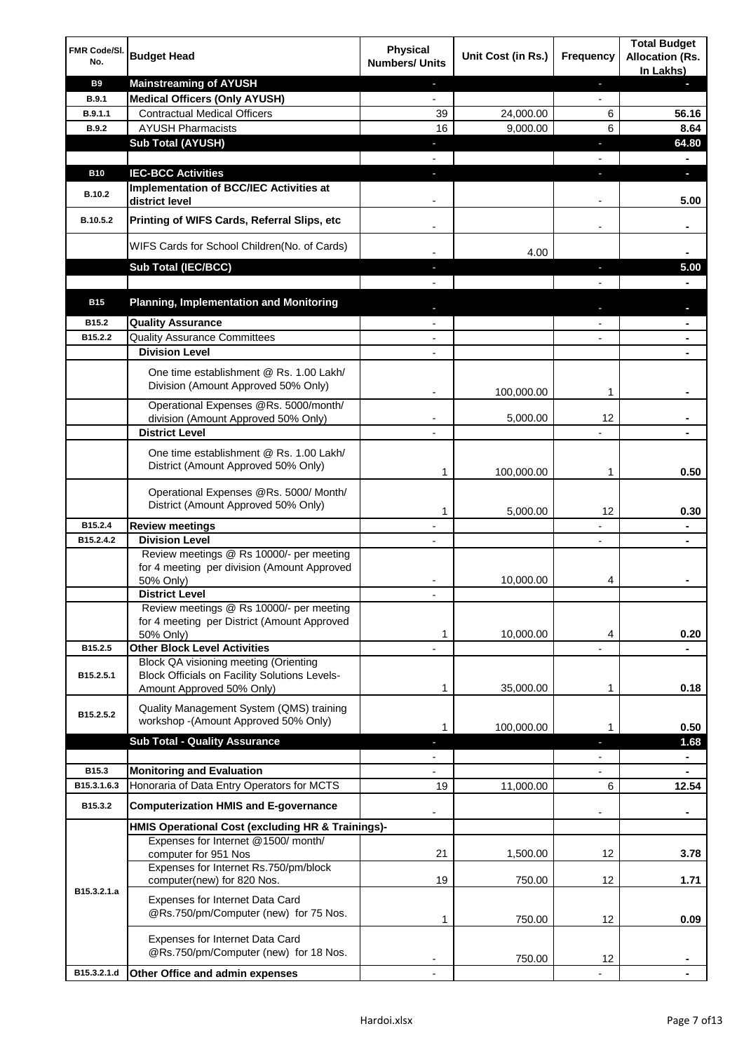| FMR Code/Sl. No. | Budget Head | Physical Numbers/ Units | Unit Cost (in Rs.) | Frequency | Total Budget Allocation (Rs. In Lakhs) |
|---|---|---|---|---|---|
| B9 | **Mainstreaming of AYUSH** | - | | - | - |
| B.9.1 | **Medical Officers (Only AYUSH)** | - | | - | |
| B.9.1.1 | Contractual Medical Officers | 39 | 24,000.00 | 6 | 56.16 |
| B.9.2 | AYUSH Pharmacists | 16 | 9,000.00 | 6 | 8.64 |
| | **Sub Total (AYUSH)** | - | | - | 64.80 |
| | | - | | - | - |
| B10 | **IEC-BCC Activities** | - | | - | - |
| B.10.2 | **Implementation of BCC/IEC Activities at district level** | - | | - | 5.00 |
| B.10.5.2 | **Printing of WIFS Cards, Referral Slips, etc** | - | | - | - |
| | WIFS Cards for School Children(No. of Cards) | - | 4.00 | | - |
| | **Sub Total (IEC/BCC)** | - | | - | 5.00 |
| | | - | | - | - |
| B15 | **Planning, Implementation and Monitoring** | - | | - | - |
| B15.2 | **Quality Assurance** | - | | - | - |
| B15.2.2 | Quality Assurance Committees | - | | - | - |
| | **Division Level** | - | | | - |
| | One time establishment @ Rs. 1.00 Lakh/ Division (Amount Approved 50% Only) | - | 100,000.00 | 1 | - |
| | Operational Expenses @Rs. 5000/month/ division (Amount Approved 50% Only) | - | 5,000.00 | 12 | - |
| | **District Level** | - | | - | - |
| | One time establishment @ Rs. 1.00 Lakh/ District (Amount Approved 50% Only) | 1 | 100,000.00 | 1 | 0.50 |
| | Operational Expenses @Rs. 5000/ Month/ District (Amount Approved 50% Only) | 1 | 5,000.00 | 12 | 0.30 |
| B15.2.4 | **Review meetings** | - | | - | - |
| B15.2.4.2 | **Division Level** | - | | - | - |
| | Review meetings @ Rs 10000/- per meeting for 4 meeting per division (Amount Approved 50% Only) | - | 10,000.00 | 4 | - |
| | **District Level** | - | | | |
| | Review meetings @ Rs 10000/- per meeting for 4 meeting per District (Amount Approved 50% Only) | 1 | 10,000.00 | 4 | 0.20 |
| B15.2.5 | **Other Block Level Activities** | - | | - | - |
| B15.2.5.1 | Block QA visioning meeting (Orienting Block Officials on Facility Solutions Levels-Amount Approved 50% Only) | 1 | 35,000.00 | 1 | 0.18 |
| B15.2.5.2 | Quality Management System (QMS) training workshop -(Amount Approved 50% Only) | 1 | 100,000.00 | 1 | 0.50 |
| | **Sub Total - Quality Assurance** | - | | - | 1.68 |
| | | - | | - | - |
| B15.3 | **Monitoring and Evaluation** | - | | - | - |
| B15.3.1.6.3 | Honoraria of Data Entry Operators for MCTS | 19 | 11,000.00 | 6 | 12.54 |
| B15.3.2 | **Computerization HMIS and E-governance** | - | | - | - |
| | **HMIS Operational Cost (excluding HR & Trainings)-** | | | | |
| B15.3.2.1.a | Expenses for Internet @1500/ month/ computer for 951 Nos | 21 | 1,500.00 | 12 | 3.78 |
| | Expenses for Internet Rs.750/pm/block computer(new) for 820 Nos. | 19 | 750.00 | 12 | 1.71 |
| | Expenses for Internet Data Card @Rs.750/pm/Computer (new) for 75 Nos. | 1 | 750.00 | 12 | 0.09 |
| | Expenses for Internet Data Card @Rs.750/pm/Computer (new) for 18 Nos. | - | 750.00 | 12 | - |
| B15.3.2.1.d | **Other Office and admin expenses** | - | | - | - |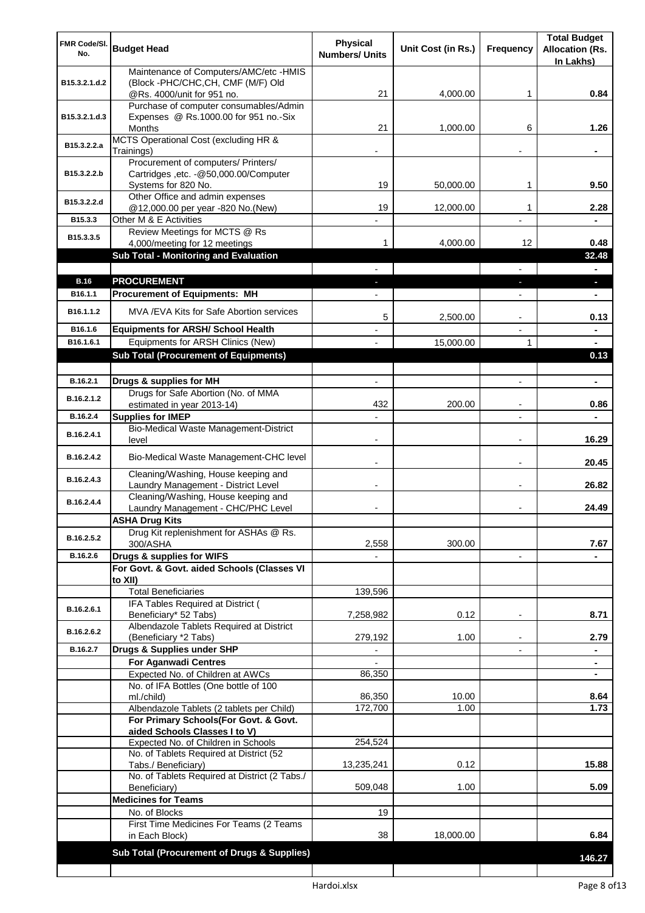| FMR Code/Sl. No. | Budget Head | Physical Numbers/ Units | Unit Cost (in Rs.) | Frequency | Total Budget Allocation (Rs. In Lakhs) |
|---|---|---|---|---|---|
| B15.3.2.1.d.2 | Maintenance of Computers/AMC/etc -HMIS (Block -PHC/CHC,CH, CMF (M/F) Old @Rs. 4000/unit for 951 no. | 21 | 4,000.00 | 1 | **0.84** |
| B15.3.2.1.d.3 | Purchase of computer consumables/Admin Expenses @ Rs.1000.00 for 951 no.-Six Months | 21 | 1,000.00 | 6 | **1.26** |
| B15.3.2.2.a | MCTS Operational Cost (excluding HR & Trainings) | - | | - | **-** |
| B15.3.2.2.b | Procurement of computers/ Printers/ Cartridges ,etc. -@50,000.00/Computer Systems for 820 No. | 19 | 50,000.00 | 1 | **9.50** |
| B15.3.2.2.d | Other Office and admin expenses @12,000.00 per year -820 No.(New) | 19 | 12,000.00 | 1 | **2.28** |
| B15.3.3 | Other M & E Activities | - | | - | **-** |
| B15.3.3.5 | Review Meetings for MCTS @ Rs 4,000/meeting for 12 meetings | 1 | 4,000.00 | 12 | **0.48** |
| | **Sub Total - Monitoring and Evaluation** | | | | **32.48** |
| | | - | | - | **-** |
| **B.16** | **PROCUREMENT** | - | | - | **-** |
| B16.1.1 | **Procurement of Equipments: MH** | - | | - | **-** |
| B16.1.1.2 | MVA /EVA Kits for Safe Abortion services | 5 | 2,500.00 | - | **0.13** |
| B16.1.6 | **Equipments for ARSH/ School Health** | - | | - | **-** |
| B16.1.6.1 | Equipments for ARSH Clinics (New) | - | 15,000.00 | 1 | **-** |
| | **Sub Total (Procurement of Equipments)** | | | | **0.13** |
| | | | | | |
| B.16.2.1 | **Drugs & supplies for MH** | - | | - | **-** |
| B.16.2.1.2 | Drugs for Safe Abortion (No. of MMA estimated in year 2013-14) | 432 | 200.00 | - | **0.86** |
| B.16.2.4 | **Supplies for IMEP** | - | | - | **-** |
| B.16.2.4.1 | Bio-Medical Waste Management-District level | - | | - | **16.29** |
| B.16.2.4.2 | Bio-Medical Waste Management-CHC level | - | | - | **20.45** |
| B.16.2.4.3 | Cleaning/Washing, House keeping and Laundry Management - District Level | - | | - | **26.82** |
| B.16.2.4.4 | Cleaning/Washing, House keeping and Laundry Management - CHC/PHC Level | - | | - | **24.49** |
| | **ASHA Drug Kits** | | | | |
| B.16.2.5.2 | Drug Kit replenishment for ASHAs @ Rs. 300/ASHA | 2,558 | 300.00 | | **7.67** |
| B.16.2.6 | **Drugs & supplies for WIFS** | - | | - | **-** |
| | **For Govt. & Govt. aided Schools (Classes VI to XII)** | | | | |
| | Total Beneficiaries | 139,596 | | | |
| B.16.2.6.1 | IFA Tables Required at District ( Beneficiary* 52 Tabs) | 7,258,982 | 0.12 | - | **8.71** |
| B.16.2.6.2 | Albendazole Tablets Required at District (Beneficiary *2 Tabs) | 279,192 | 1.00 | - | **2.79** |
| B.16.2.7 | **Drugs & Supplies under SHP** | - | | - | **-** |
| | **For Aganwadi Centres** | - | | | **-** |
| | Expected No. of Children at AWCs | 86,350 | | | **-** |
| | No. of IFA Bottles (One bottle of 100 ml./child) | 86,350 | 10.00 | | **8.64** |
| | Albendazole Tablets (2 tablets per Child) | 172,700 | 1.00 | | **1.73** |
| | **For Primary Schools(For Govt. & Govt. aided Schools Classes I to V)** | | | | |
| | Expected No. of Children in Schools | 254,524 | | | |
| | No. of Tablets Required at District (52 Tabs./ Beneficiary) | 13,235,241 | 0.12 | | **15.88** |
| | No. of Tablets Required at District (2 Tabs./ Beneficiary) | 509,048 | 1.00 | | **5.09** |
| | **Medicines for Teams** | | | | |
| | No. of Blocks | 19 | | | |
| | First Time Medicines For Teams (2 Teams in Each Block) | 38 | 18,000.00 | | **6.84** |
| | **Sub Total (Procurement of Drugs & Supplies)** | | | | **146.27** |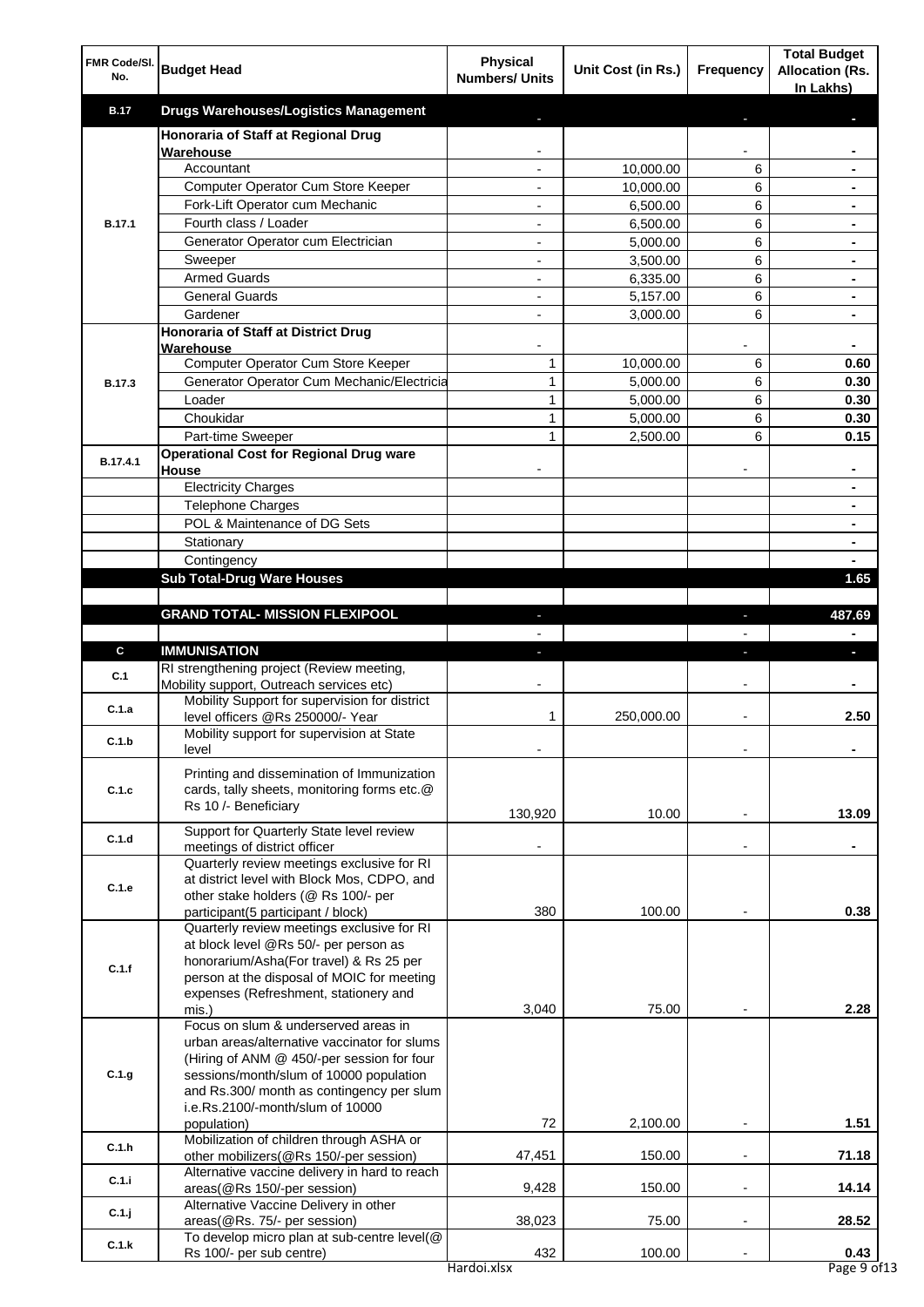| FMR Code/Sl. No. | Budget Head | Physical Numbers/ Units | Unit Cost (in Rs.) | Frequency | Total Budget Allocation (Rs. In Lakhs) |
|---|---|---|---|---|---|
| **B.17** | **Drugs Warehouses/Logistics Management** | - | | - | - |
| B.17.1 | **Honoraria of Staff at Regional Drug Warehouse** | - | | - | - |
| | Accountant | - | 10,000.00 | 6 | - |
| | Computer Operator Cum Store Keeper | - | 10,000.00 | 6 | - |
| | Fork-Lift Operator cum Mechanic | - | 6,500.00 | 6 | - |
| | Fourth class / Loader | - | 6,500.00 | 6 | - |
| | Generator Operator cum Electrician | - | 5,000.00 | 6 | - |
| | Sweeper | - | 3,500.00 | 6 | - |
| | Armed Guards | - | 6,335.00 | 6 | - |
| | General Guards | - | 5,157.00 | 6 | - |
| | Gardener | - | 3,000.00 | 6 | - |
| B.17.3 | **Honoraria of Staff at District Drug Warehouse** | - | | - | - |
| | Computer Operator Cum Store Keeper | 1 | 10,000.00 | 6 | 0.60 |
| | Generator Operator Cum Mechanic/Electricia | 1 | 5,000.00 | 6 | 0.30 |
| | Loader | 1 | 5,000.00 | 6 | 0.30 |
| | Choukidar | 1 | 5,000.00 | 6 | 0.30 |
| | Part-time Sweeper | 1 | 2,500.00 | 6 | 0.15 |
| B.17.4.1 | **Operational Cost for Regional Drug ware House** | - | | - | - |
| | Electricity Charges | | | | - |
| | Telephone Charges | | | | - |
| | POL & Maintenance of DG Sets | | | | - |
| | Stationary | | | | - |
| | Contingency | | | | - |
| | **Sub Total-Drug Ware Houses** | | | | **1.65** |
| | | | | | |
| | **GRAND TOTAL- MISSION FLEXIPOOL** | - | | - | **487.69** |
| | | - | | - | - |
| **C** | **IMMUNISATION** | - | | - | - |
| C.1 | RI strengthening project (Review meeting, Mobility support, Outreach services etc) | - | | - | - |
| C.1.a | Mobility Support for supervision for district level officers @Rs 250000/- Year | 1 | 250,000.00 | - | 2.50 |
| C.1.b | Mobility support for supervision at State level | - | | - | - |
| C.1.c | Printing and dissemination of Immunization cards, tally sheets, monitoring forms etc.@ Rs 10 /- Beneficiary | 130,920 | 10.00 | - | 13.09 |
| C.1.d | Support for Quarterly State level review meetings of district officer | - | | - | - |
| C.1.e | Quarterly review meetings exclusive for RI at district level with Block Mos, CDPO, and other stake holders (@ Rs 100/- per participant(5 participant / block) | 380 | 100.00 | - | 0.38 |
| C.1.f | Quarterly review meetings exclusive for RI at block level @Rs 50/- per person as honorarium/Asha(For travel) & Rs 25 per person at the disposal of MOIC for meeting expenses (Refreshment, stationery and mis.) | 3,040 | 75.00 | - | 2.28 |
| C.1.g | Focus on slum & underserved areas in urban areas/alternative vaccinator for slums (Hiring of ANM @ 450/-per session for four sessions/month/slum of 10000 population and Rs.300/ month as contingency per slum i.e.Rs.2100/-month/slum of 10000 population) | 72 | 2,100.00 | - | 1.51 |
| C.1.h | Mobilization of children through ASHA or other mobilizers(@Rs 150/-per session) | 47,451 | 150.00 | - | 71.18 |
| C.1.i | Alternative vaccine delivery in hard to reach areas(@Rs 150/-per session) | 9,428 | 150.00 | - | 14.14 |
| C.1.j | Alternative Vaccine Delivery in other areas(@Rs. 75/- per session) | 38,023 | 75.00 | - | 28.52 |
| C.1.k | To develop micro plan at sub-centre level(@ Rs 100/- per sub centre) | 432 | 100.00 | - | 0.43 |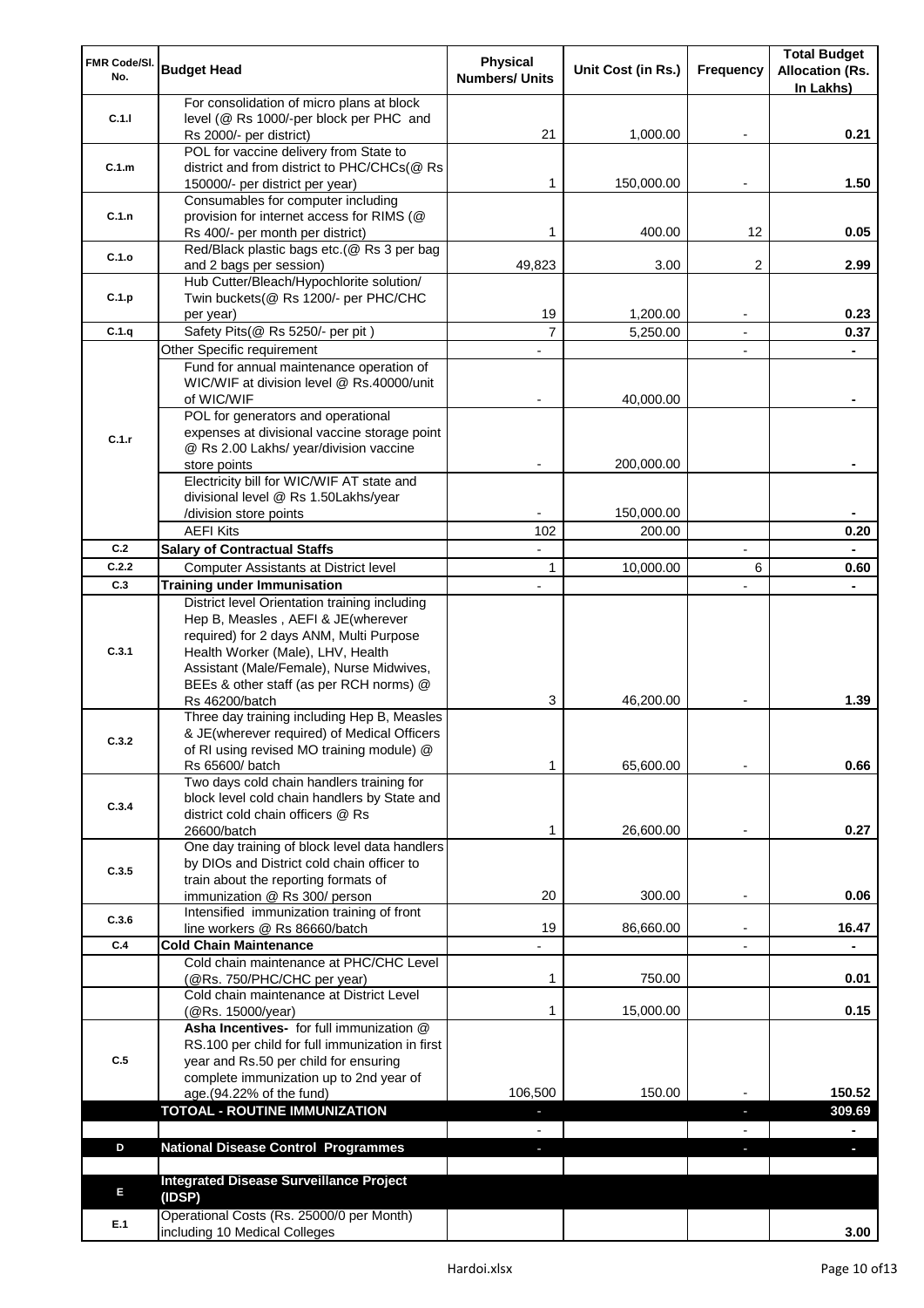| FMR Code/Sl. No. | Budget Head | Physical Numbers/ Units | Unit Cost (in Rs.) | Frequency | Total Budget Allocation (Rs. In Lakhs) |
|---|---|---|---|---|---|
| C.1.l | For consolidation of micro plans at block level (@ Rs 1000/-per block per PHC and Rs 2000/- per district) | 21 | 1,000.00 | - | 0.21 |
| C.1.m | POL for vaccine delivery from State to district and from district to PHC/CHCs(@ Rs 150000/- per district per year) | 1 | 150,000.00 | - | 1.50 |
| C.1.n | Consumables for computer including provision for internet access for RIMS (@ Rs 400/- per month per district) | 1 | 400.00 | 12 | 0.05 |
| C.1.o | Red/Black plastic bags etc.(@ Rs 3 per bag and 2 bags per session) | 49,823 | 3.00 | 2 | 2.99 |
| C.1.p | Hub Cutter/Bleach/Hypochlorite solution/ Twin buckets(@ Rs 1200/- per PHC/CHC per year) | 19 | 1,200.00 | - | 0.23 |
| C.1.q | Safety Pits(@ Rs 5250/- per pit ) | 7 | 5,250.00 | - | 0.37 |
| C.1.r | Other Specific requirement | - | | - | - |
| | Fund for annual maintenance operation of WIC/WIF at division level @ Rs.40000/unit of WIC/WIF | - | 40,000.00 | | - |
| | POL for generators and operational expenses at divisional vaccine storage point @ Rs 2.00 Lakhs/ year/division vaccine store points | - | 200,000.00 | | - |
| | Electricity bill for WIC/WIF AT state and divisional level @ Rs 1.50Lakhs/year /division store points | - | 150,000.00 | | - |
| | AEFI Kits | 102 | 200.00 | | 0.20 |
| C.2 | **Salary of Contractual Staffs** | - | | - | - |
| C.2.2 | Computer Assistants at District level | 1 | 10,000.00 | 6 | 0.60 |
| C.3 | **Training under Immunisation** | - | | - | - |
| C.3.1 | District level Orientation training including Hep B, Measles , AEFI & JE(wherever required) for 2 days ANM, Multi Purpose Health Worker (Male), LHV, Health Assistant (Male/Female), Nurse Midwives, BEEs & other staff (as per RCH norms) @ Rs 46200/batch | 3 | 46,200.00 | - | 1.39 |
| C.3.2 | Three day training including Hep B, Measles & JE(wherever required) of Medical Officers of RI using revised MO training module) @ Rs 65600/ batch | 1 | 65,600.00 | - | 0.66 |
| C.3.4 | Two days cold chain handlers training for block level cold chain handlers by State and district cold chain officers @ Rs 26600/batch | 1 | 26,600.00 | - | 0.27 |
| C.3.5 | One day training of block level data handlers by DIOs and District cold chain officer to train about the reporting formats of immunization @ Rs 300/ person | 20 | 300.00 | - | 0.06 |
| C.3.6 | Intensified immunization training of front line workers @ Rs 86660/batch | 19 | 86,660.00 | - | 16.47 |
| C.4 | **Cold Chain Maintenance** | - | | - | - |
| | Cold chain maintenance at PHC/CHC Level (@Rs. 750/PHC/CHC per year) | 1 | 750.00 | | 0.01 |
| | Cold chain maintenance at District Level (@Rs. 15000/year) | 1 | 15,000.00 | | 0.15 |
| C.5 | **Asha Incentives-** for full immunization @ RS.100 per child for full immunization in first year and Rs.50 per child for ensuring complete immunization up to 2nd year of age.(94.22% of the fund) | 106,500 | 150.00 | - | 150.52 |
| | **TOTOAL - ROUTINE IMMUNIZATION** | - | | - | **309.69** |
| | | - | | - | - |
| D | **National Disease Control Programmes** | - | | - | - |
| | | | | | |
| E | **Integrated Disease Surveillance Project (IDSP)** | | | | |
| E.1 | Operational Costs (Rs. 25000/0 per Month) including 10 Medical Colleges | | | | 3.00 |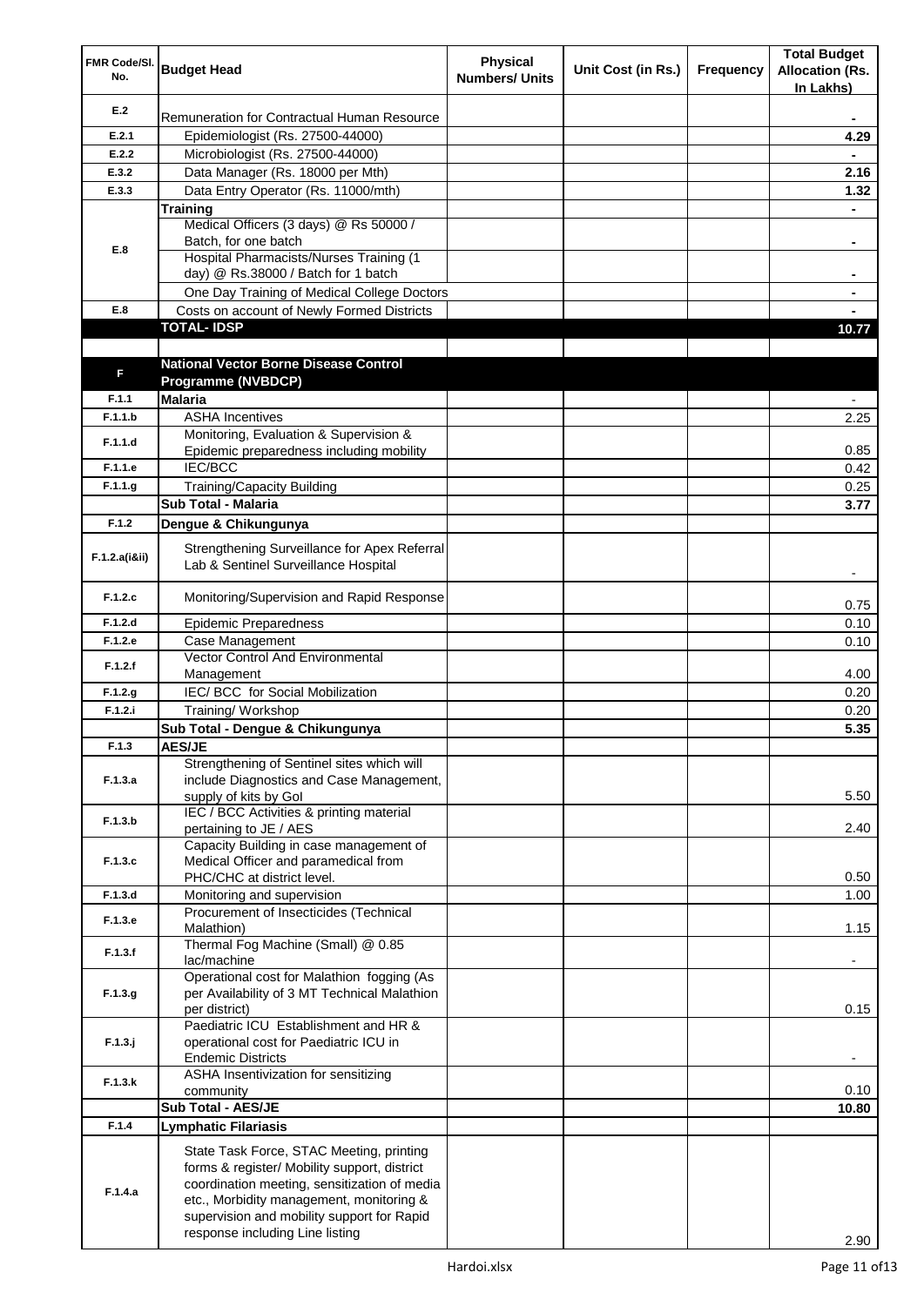| FMR Code/Sl. No. | Budget Head | Physical Numbers/ Units | Unit Cost (in Rs.) | Frequency | Total Budget Allocation (Rs. In Lakhs) |
|---|---|---|---|---|---|
| E.2 | Remuneration for Contractual Human Resource | | | | - |
| E.2.1 | Epidemiologist (Rs. 27500-44000) | | | | 4.29 |
| E.2.2 | Microbiologist (Rs. 27500-44000) | | | | - |
| E.3.2 | Data Manager (Rs. 18000 per Mth) | | | | 2.16 |
| E.3.3 | Data Entry Operator (Rs. 11000/mth) | | | | 1.32 |
| E.8 | **Training** | | | | - |
| | Medical Officers (3 days) @ Rs 50000 / Batch, for one batch | | | | - |
| | Hospital Pharmacists/Nurses Training (1 day) @ Rs.38000 / Batch for 1 batch | | | | - |
| | One Day Training of Medical College Doctors | | | | - |
| E.8 | Costs on account of Newly Formed Districts | | | | - |
| | **TOTAL- IDSP** | | | | **10.77** |
| | | | | | |
| **F** | **National Vector Borne Disease Control Programme (NVBDCP)** | | | | |
| F.1.1 | **Malaria** | | | | - |
| F.1.1.b | ASHA Incentives | | | | 2.25 |
| F.1.1.d | Monitoring, Evaluation & Supervision & Epidemic preparedness including mobility | | | | 0.85 |
| F.1.1.e | IEC/BCC | | | | 0.42 |
| F.1.1.g | Training/Capacity Building | | | | 0.25 |
| | **Sub Total - Malaria** | | | | **3.77** |
| F.1.2 | **Dengue & Chikungunya** | | | | |
| F.1.2.a(i&ii) | Strengthening Surveillance for Apex Referral Lab & Sentinel Surveillance Hospital | | | | - |
| F.1.2.c | Monitoring/Supervision and Rapid Response | | | | 0.75 |
| F.1.2.d | Epidemic Preparedness | | | | 0.10 |
| F.1.2.e | Case Management | | | | 0.10 |
| F.1.2.f | Vector Control And Environmental Management | | | | 4.00 |
| F.1.2.g | IEC/ BCC for Social Mobilization | | | | 0.20 |
| F.1.2.i | Training/ Workshop | | | | 0.20 |
| | **Sub Total - Dengue & Chikungunya** | | | | **5.35** |
| F.1.3 | **AES/JE** | | | | |
| F.1.3.a | Strengthening of Sentinel sites which will include Diagnostics and Case Management, supply of kits by GoI | | | | 5.50 |
| F.1.3.b | IEC / BCC Activities & printing material pertaining to JE / AES | | | | 2.40 |
| F.1.3.c | Capacity Building in case management of Medical Officer and paramedical from PHC/CHC at district level. | | | | 0.50 |
| F.1.3.d | Monitoring and supervision | | | | 1.00 |
| F.1.3.e | Procurement of Insecticides (Technical Malathion) | | | | 1.15 |
| F.1.3.f | Thermal Fog Machine (Small) @ 0.85 lac/machine | | | | - |
| F.1.3.g | Operational cost for Malathion fogging (As per Availability of 3 MT Technical Malathion per district) | | | | 0.15 |
| F.1.3.j | Paediatric ICU Establishment and HR & operational cost for Paediatric ICU in Endemic Districts | | | | - |
| F.1.3.k | ASHA Insentivization for sensitizing community | | | | 0.10 |
| | **Sub Total - AES/JE** | | | | **10.80** |
| F.1.4 | **Lymphatic Filariasis** | | | | |
| F.1.4.a | State Task Force, STAC Meeting, printing forms & register/ Mobility support, district coordination meeting, sensitization of media etc., Morbidity management, monitoring & supervision and mobility support for Rapid response including Line listing | | | | 2.90 |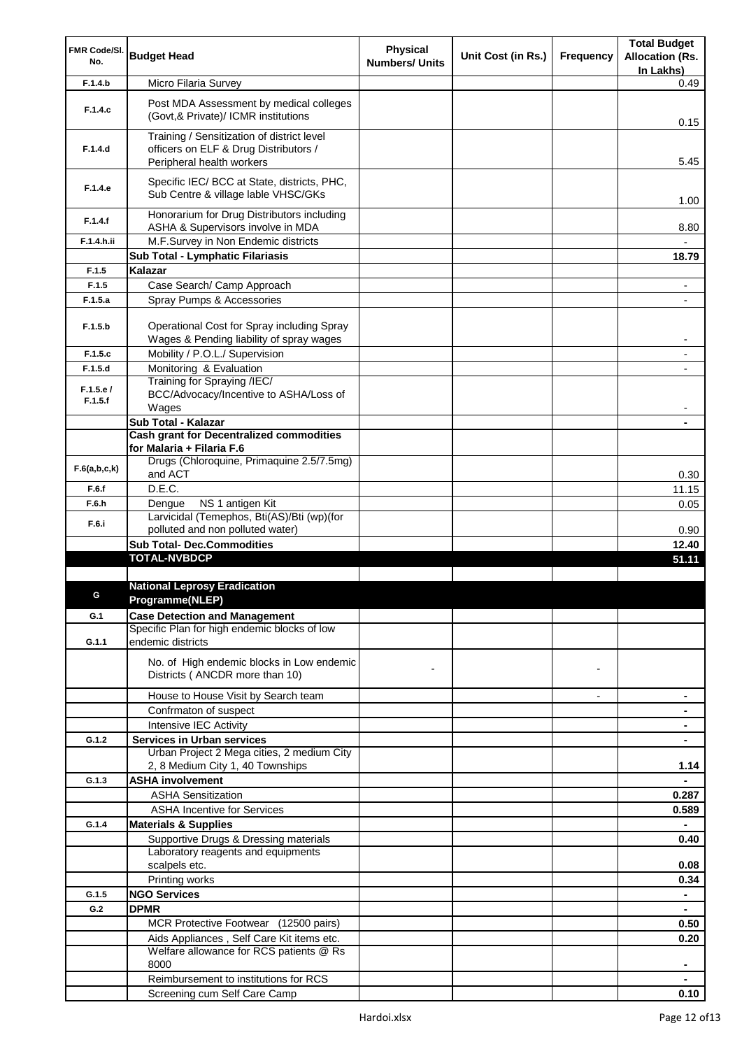| FMR Code/Sl. No. | Budget Head | Physical Numbers/ Units | Unit Cost (in Rs.) | Frequency | Total Budget Allocation (Rs. In Lakhs) |
|---|---|---|---|---|---|
| F.1.4.b | Micro Filaria Survey | | | | 0.49 |
| F.1.4.c | Post MDA Assessment by medical colleges (Govt,& Private)/ ICMR institutions | | | | 0.15 |
| F.1.4.d | Training / Sensitization of district level officers on ELF & Drug Distributors / Peripheral health workers | | | | 5.45 |
| F.1.4.e | Specific IEC/ BCC at State, districts, PHC, Sub Centre & village lable VHSC/GKs | | | | 1.00 |
| F.1.4.f | Honorarium for Drug Distributors including ASHA & Supervisors involve in MDA | | | | 8.80 |
| F.1.4.h.ii | M.F.Survey in Non Endemic districts | | | | - |
| | **Sub Total - Lymphatic Filariasis** | | | | **18.79** |
| F.1.5 | **Kalazar** | | | | |
| F.1.5 | Case Search/ Camp Approach | | | | - |
| F.1.5.a | Spray Pumps & Accessories | | | | - |
| F.1.5.b | Operational Cost for Spray including Spray Wages & Pending liability of spray wages | | | | - |
| F.1.5.c | Mobility / P.O.L./ Supervision | | | | - |
| F.1.5.d | Monitoring & Evaluation | | | | - |
| F.1.5.e / F.1.5.f | Training for Spraying /IEC/ BCC/Advocacy/Incentive to ASHA/Loss of Wages | | | | - |
| | **Sub Total - Kalazar** | | | | **-** |
| | **Cash grant for Decentralized commodities for Malaria + Filaria F.6** | | | | |
| F.6(a,b,c,k) | Drugs (Chloroquine, Primaquine 2.5/7.5mg) and ACT | | | | 0.30 |
| F.6.f | D.E.C. | | | | 11.15 |
| F.6.h | Dengue NS 1 antigen Kit | | | | 0.05 |
| F.6.i | Larvicidal (Temephos, Bti(AS)/Bti (wp)(for polluted and non polluted water) | | | | 0.90 |
| | **Sub Total- Dec.Commodities** | | | | **12.40** |
| | **TOTAL-NVBDCP** | | | | **51.11** |
| | | | | | |
| G | **National Leprosy Eradication Programme(NLEP)** | | | | |
| G.1 | **Case Detection and Management** | | | | |
| G.1.1 | Specific Plan for high endemic blocks of low endemic districts | | | | |
| | No. of High endemic blocks in Low endemic Districts ( ANCDR more than 10) | - | | - | |
| | House to House Visit by Search team | | | - | **-** |
| | Confrmaton of suspect | | | | **-** |
| | Intensive IEC Activity | | | | **-** |
| G.1.2 | **Services in Urban services** | | | | **-** |
| | Urban Project 2 Mega cities, 2 medium City 2, 8 Medium City 1, 40 Townships | | | | **1.14** |
| G.1.3 | **ASHA involvement** | | | | **-** |
| | ASHA Sensitization | | | | **0.287** |
| | ASHA Incentive for Services | | | | **0.589** |
| G.1.4 | **Materials & Supplies** | | | | **-** |
| | Supportive Drugs & Dressing materials | | | | **0.40** |
| | Laboratory reagents and equipments scalpels etc. | | | | **0.08** |
| | Printing works | | | | **0.34** |
| G.1.5 | **NGO Services** | | | | **-** |
| G.2 | **DPMR** | | | | **-** |
| | MCR Protective Footwear (12500 pairs) | | | | **0.50** |
| | Aids Appliances , Self Care Kit items etc. | | | | **0.20** |
| | Welfare allowance for RCS patients @ Rs 8000 | | | | **-** |
| | Reimbursement to institutions for RCS | | | | **-** |
| | Screening cum Self Care Camp | | | | **0.10** |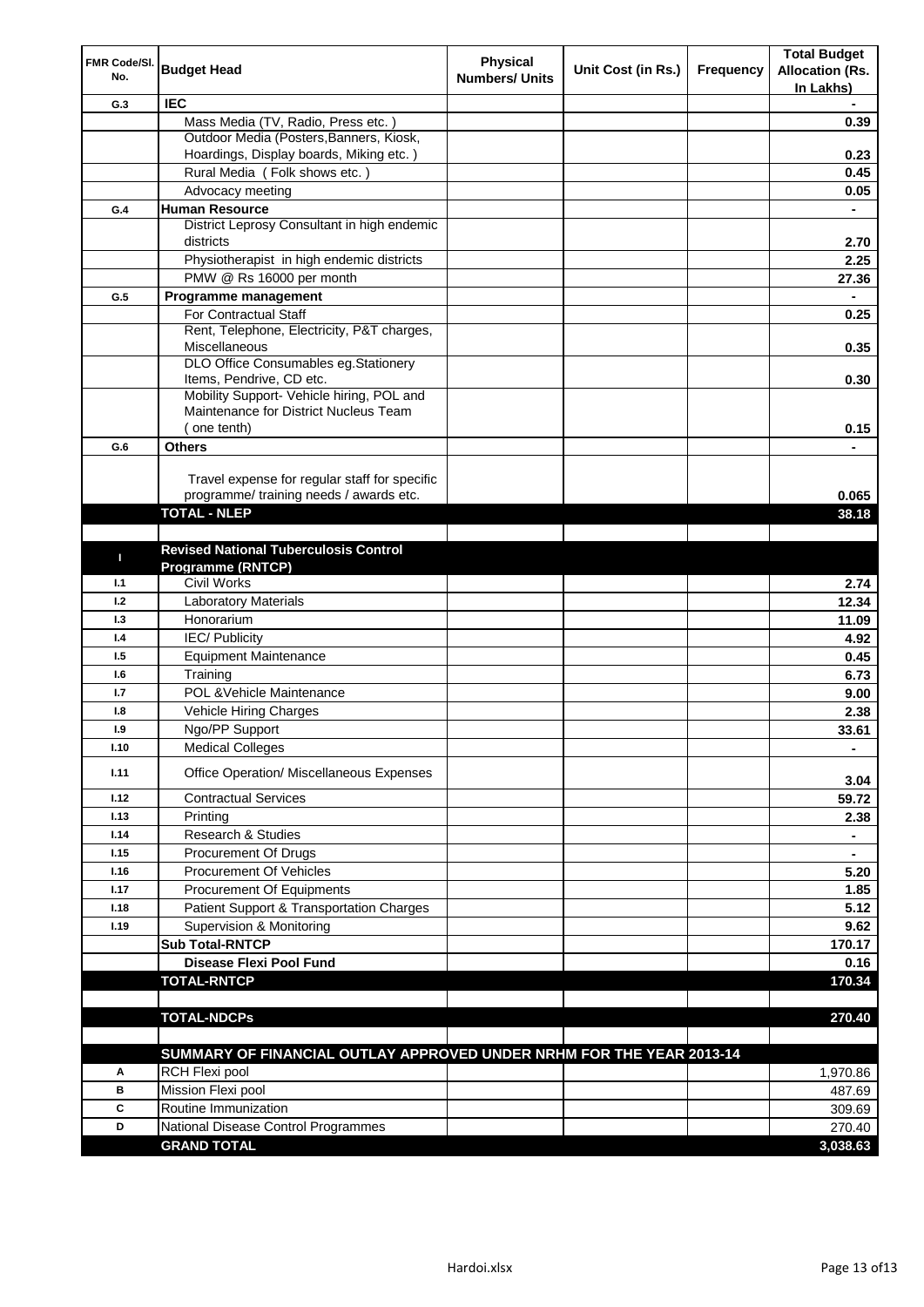| FMR Code/Sl. No. | Budget Head | Physical Numbers/ Units | Unit Cost (in Rs.) | Frequency | Total Budget Allocation (Rs. In Lakhs) |
|---|---|---|---|---|---|
| G.3 | **IEC** | | | | - |
| | Mass Media (TV, Radio, Press etc. ) | | | | 0.39 |
| | Outdoor Media (Posters,Banners, Kiosk, Hoardings, Display boards, Miking etc. ) | | | | 0.23 |
| | Rural Media ( Folk shows etc. ) | | | | 0.45 |
| | Advocacy meeting | | | | 0.05 |
| G.4 | **Human Resource** | | | | - |
| | District Leprosy Consultant in high endemic districts | | | | 2.70 |
| | Physiotherapist in high endemic districts | | | | 2.25 |
| | PMW @ Rs 16000 per month | | | | 27.36 |
| G.5 | **Programme management** | | | | - |
| | For Contractual Staff | | | | 0.25 |
| | Rent, Telephone, Electricity, P&T charges, Miscellaneous | | | | 0.35 |
| | DLO Office Consumables eg.Stationery Items, Pendrive, CD etc. | | | | 0.30 |
| | Mobility Support- Vehicle hiring, POL and Maintenance for District Nucleus Team ( one tenth) | | | | 0.15 |
| G.6 | **Others** | | | | - |
| | Travel expense for regular staff for specific programme/ training needs / awards etc. | | | | 0.065 |
| | **TOTAL - NLEP** | | | | **38.18** |
| | | | | | |
| I | **Revised National Tuberculosis Control Programme (RNTCP)** | | | | |
| I.1 | Civil Works | | | | 2.74 |
| I.2 | Laboratory Materials | | | | 12.34 |
| I.3 | Honorarium | | | | 11.09 |
| I.4 | IEC/ Publicity | | | | 4.92 |
| I.5 | Equipment Maintenance | | | | 0.45 |
| I.6 | Training | | | | 6.73 |
| I.7 | POL &Vehicle Maintenance | | | | 9.00 |
| I.8 | Vehicle Hiring Charges | | | | 2.38 |
| I.9 | Ngo/PP Support | | | | 33.61 |
| I.10 | Medical Colleges | | | | - |
| I.11 | Office Operation/ Miscellaneous Expenses | | | | 3.04 |
| I.12 | Contractual Services | | | | 59.72 |
| I.13 | Printing | | | | 2.38 |
| I.14 | Research & Studies | | | | - |
| I.15 | Procurement Of Drugs | | | | - |
| I.16 | Procurement Of Vehicles | | | | 5.20 |
| I.17 | Procurement Of Equipments | | | | 1.85 |
| I.18 | Patient Support & Transportation Charges | | | | 5.12 |
| I.19 | Supervision & Monitoring | | | | 9.62 |
| | **Sub Total-RNTCP** | | | | **170.17** |
| | **Disease Flexi Pool Fund** | | | | **0.16** |
| | **TOTAL-RNTCP** | | | | **170.34** |
| | | | | | |
| | **TOTAL-NDCPs** | | | | **270.40** |
| | | | | | |
| | **SUMMARY OF FINANCIAL OUTLAY APPROVED UNDER NRHM FOR THE YEAR 2013-14** | | | | |
| A | RCH Flexi pool | | | | 1,970.86 |
| B | Mission Flexi pool | | | | 487.69 |
| C | Routine Immunization | | | | 309.69 |
| D | National Disease Control Programmes | | | | 270.40 |
| | **GRAND TOTAL** | | | | **3,038.63** |